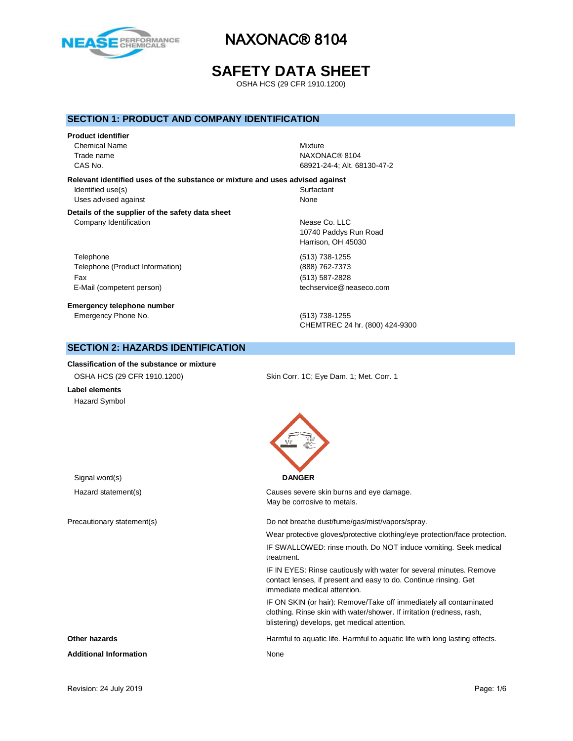# NAXONAC® 8104

# SAFETY DATA SHEET

OSHA HCS (29 CFR 1910.1200)

## SECTION 1: PRODUCT AND COMPANY IDENTIFICATION

**Product identifier**

| | |
|---|---|
| Chemical Name | Mixture |
| Trade name | NAXONAC® 8104 |
| CAS No. | 68921-24-4; Alt. 68130-47-2 |

**Relevant identified uses of the substance or mixture and uses advised against**

| | |
|---|---|
| Identified use(s) | Surfactant |
| Uses advised against | None |

**Details of the supplier of the safety data sheet**

| | |
|---|---|
| Company Identification | Nease Co. LLC<br>10740 Paddys Run Road<br>Harrison, OH 45030 |
| Telephone | (513) 738-1255 |
| Telephone (Product Information) | (888) 762-7373 |
| Fax | (513) 587-2828 |
| E-Mail (competent person) | techservice@neaseco.com |

**Emergency telephone number**

| | |
|---|---|
| Emergency Phone No. | (513) 738-1255<br>CHEMTREC 24 hr. (800) 424-9300 |

## SECTION 2: HAZARDS IDENTIFICATION

**Classification of the substance or mixture**

| | |
|---|---|
| OSHA HCS (29 CFR 1910.1200) | Skin Corr. 1C; Eye Dam. 1; Met. Corr. 1 |

**Label elements**

Hazard Symbol

Signal word(s): **DANGER**

Hazard statement(s):
Causes severe skin burns and eye damage.
May be corrosive to metals.

Precautionary statement(s):

Do not breathe dust/fume/gas/mist/vapors/spray.

Wear protective gloves/protective clothing/eye protection/face protection.

IF SWALLOWED: rinse mouth. Do NOT induce vomiting. Seek medical treatment.

IF IN EYES: Rinse cautiously with water for several minutes. Remove contact lenses, if present and easy to do. Continue rinsing. Get immediate medical attention.

IF ON SKIN (or hair): Remove/Take off immediately all contaminated clothing. Rinse skin with water/shower. If irritation (redness, rash, blistering) develops, get medical attention.

**Other hazards**: Harmful to aquatic life. Harmful to aquatic life with long lasting effects.

**Additional Information**: None

Revision: 24 July 2019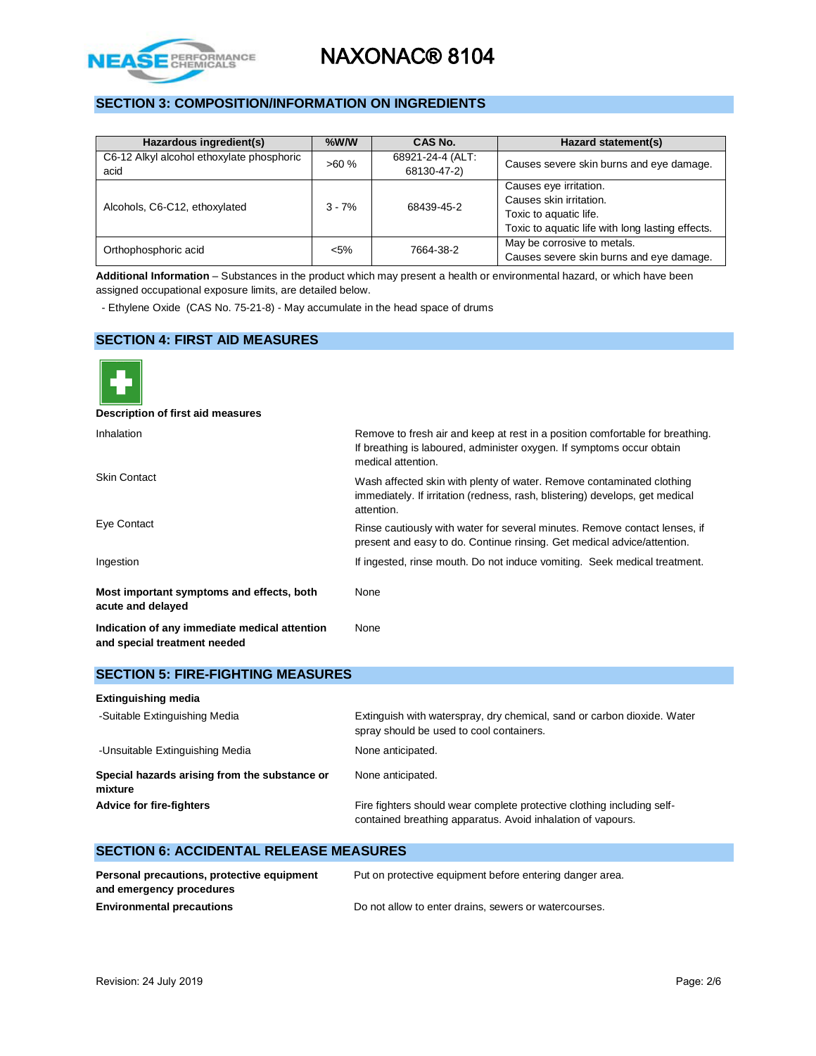## SECTION 3: COMPOSITION/INFORMATION ON INGREDIENTS

| Hazardous ingredient(s) | %W/W | CAS No. | Hazard statement(s) |
|---|---|---|---|
| C6-12 Alkyl alcohol ethoxylate phosphoric acid | >60 % | 68921-24-4 (ALT: 68130-47-2) | Causes severe skin burns and eye damage. |
| Alcohols, C6-C12, ethoxylated | 3 - 7% | 68439-45-2 | Causes eye irritation.<br>Causes skin irritation.<br>Toxic to aquatic life.<br>Toxic to aquatic life with long lasting effects. |
| Orthophosphoric acid | <5% | 7664-38-2 | May be corrosive to metals.<br>Causes severe skin burns and eye damage. |

**Additional Information** – Substances in the product which may present a health or environmental hazard, or which have been assigned occupational exposure limits, are detailed below.

- Ethylene Oxide (CAS No. 75-21-8) - May accumulate in the head space of drums

## SECTION 4: FIRST AID MEASURES

**Description of first aid measures**

| | |
|---|---|
| Inhalation | Remove to fresh air and keep at rest in a position comfortable for breathing. If breathing is laboured, administer oxygen. If symptoms occur obtain medical attention. |
| Skin Contact | Wash affected skin with plenty of water. Remove contaminated clothing immediately. If irritation (redness, rash, blistering) develops, get medical attention. |
| Eye Contact | Rinse cautiously with water for several minutes. Remove contact lenses, if present and easy to do. Continue rinsing. Get medical advice/attention. |
| Ingestion | If ingested, rinse mouth. Do not induce vomiting. Seek medical treatment. |
| **Most important symptoms and effects, both acute and delayed** | None |
| **Indication of any immediate medical attention and special treatment needed** | None |

## SECTION 5: FIRE-FIGHTING MEASURES

**Extinguishing media**

| | |
|---|---|
| -Suitable Extinguishing Media | Extinguish with waterspray, dry chemical, sand or carbon dioxide. Water spray should be used to cool containers. |
| -Unsuitable Extinguishing Media | None anticipated. |
| **Special hazards arising from the substance or mixture** | None anticipated. |
| **Advice for fire-fighters** | Fire fighters should wear complete protective clothing including self-contained breathing apparatus. Avoid inhalation of vapours. |

## SECTION 6: ACCIDENTAL RELEASE MEASURES

| | |
|---|---|
| **Personal precautions, protective equipment and emergency procedures** | Put on protective equipment before entering danger area. |
| **Environmental precautions** | Do not allow to enter drains, sewers or watercourses. |

Revision: 24 July 2019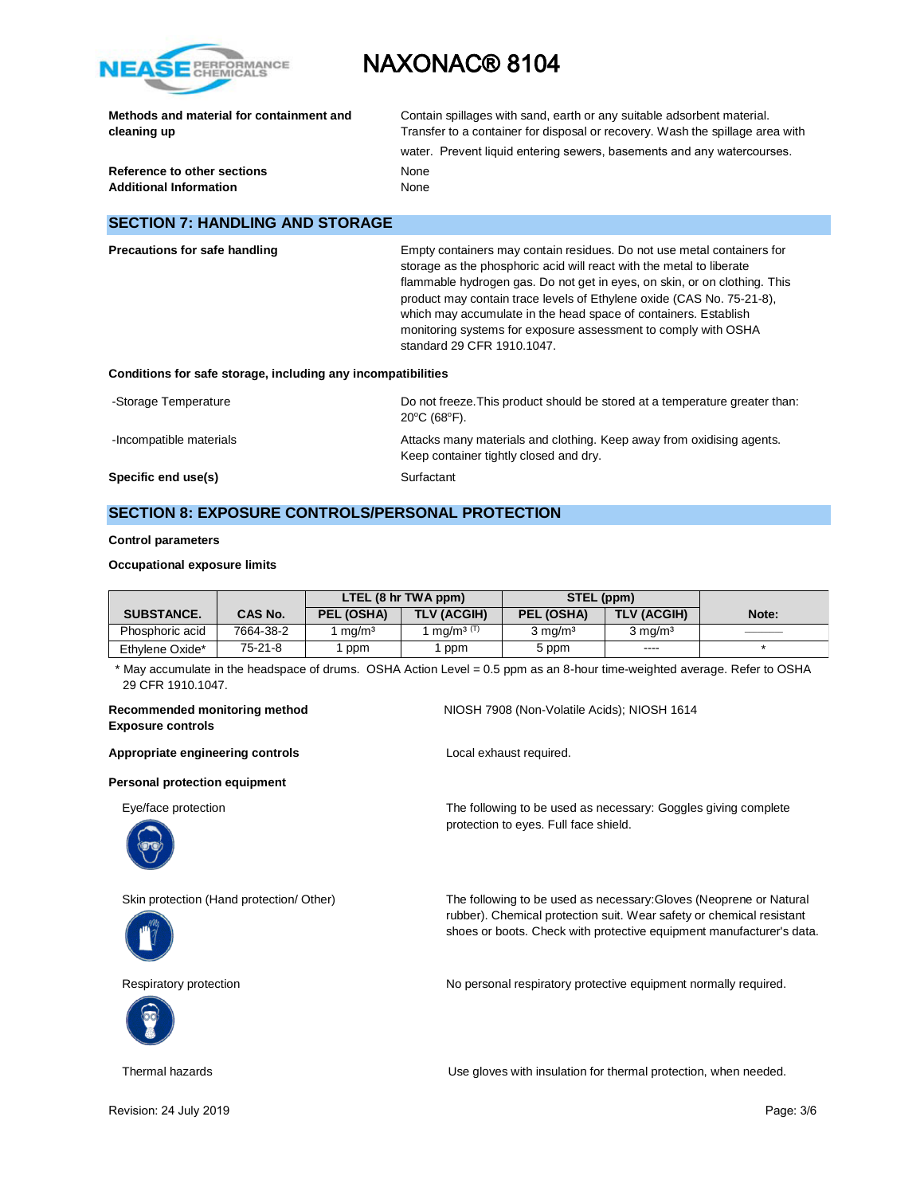| | |
|---|---|
| **Methods and material for containment and cleaning up** | Contain spillages with sand, earth or any suitable adsorbent material. Transfer to a container for disposal or recovery. Wash the spillage area with water. Prevent liquid entering sewers, basements and any watercourses. |
| **Reference to other sections** | None |
| **Additional Information** | None |

## SECTION 7: HANDLING AND STORAGE

**Precautions for safe handling**

Empty containers may contain residues. Do not use metal containers for storage as the phosphoric acid will react with the metal to liberate flammable hydrogen gas. Do not get in eyes, on skin, or on clothing. This product may contain trace levels of Ethylene oxide (CAS No. 75-21-8), which may accumulate in the head space of containers. Establish monitoring systems for exposure assessment to comply with OSHA standard 29 CFR 1910.1047.

**Conditions for safe storage, including any incompatibilities**

| | |
|---|---|
| -Storage Temperature | Do not freeze. This product should be stored at a temperature greater than: 20°C (68°F). |
| -Incompatible materials | Attacks many materials and clothing. Keep away from oxidising agents. Keep container tightly closed and dry. |
| **Specific end use(s)** | Surfactant |

## SECTION 8: EXPOSURE CONTROLS/PERSONAL PROTECTION

**Control parameters**

**Occupational exposure limits**

| SUBSTANCE. | CAS No. | LTEL (8 hr TWA ppm) | | STEL (ppm) | | Note: |
|---|---|---|---|---|---|---|
| | | PEL (OSHA) | TLV (ACGIH) | PEL (OSHA) | TLV (ACGIH) | |
| Phosphoric acid | 7664-38-2 | 1 mg/m³ | 1 mg/m³ (T) | 3 mg/m³ | 3 mg/m³ | ——— |
| Ethylene Oxide* | 75-21-8 | 1 ppm | 1 ppm | 5 ppm | ---- | * |

* May accumulate in the headspace of drums. OSHA Action Level = 0.5 ppm as an 8-hour time-weighted average. Refer to OSHA 29 CFR 1910.1047.

| | |
|---|---|
| **Recommended monitoring method** | NIOSH 7908 (Non-Volatile Acids); NIOSH 1614 |
| **Exposure controls** | |
| **Appropriate engineering controls** | Local exhaust required. |

**Personal protection equipment**

| | |
|---|---|
| Eye/face protection | The following to be used as necessary: Goggles giving complete protection to eyes. Full face shield. |
| Skin protection (Hand protection/ Other) | The following to be used as necessary: Gloves (Neoprene or Natural rubber). Chemical protection suit. Wear safety or chemical resistant shoes or boots. Check with protective equipment manufacturer's data. |
| Respiratory protection | No personal respiratory protective equipment normally required. |
| Thermal hazards | Use gloves with insulation for thermal protection, when needed. |

Revision: 24 July 2019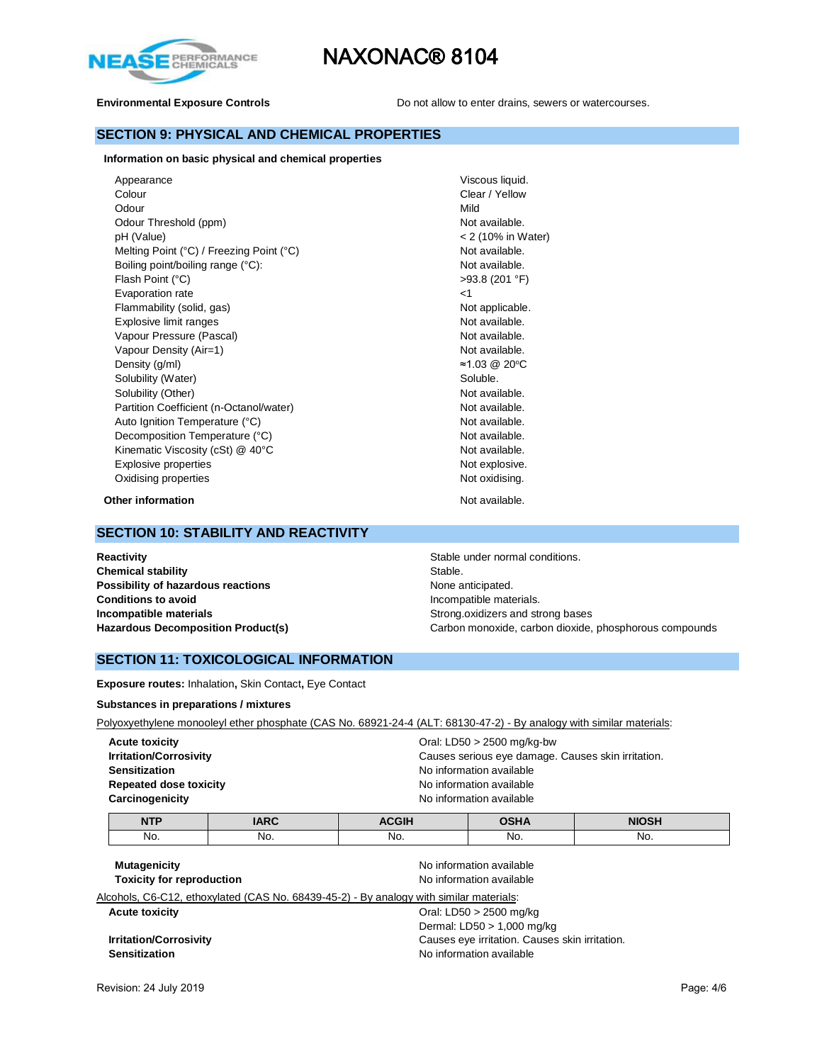**Environmental Exposure Controls** Do not allow to enter drains, sewers or watercourses.

## SECTION 9: PHYSICAL AND CHEMICAL PROPERTIES

**Information on basic physical and chemical properties**

| | |
|---|---|
| Appearance | Viscous liquid. |
| Colour | Clear / Yellow |
| Odour | Mild |
| Odour Threshold (ppm) | Not available. |
| pH (Value) | < 2 (10% in Water) |
| Melting Point (°C) / Freezing Point (°C) | Not available. |
| Boiling point/boiling range (°C): | Not available. |
| Flash Point (°C) | >93.8 (201 °F) |
| Evaporation rate | <1 |
| Flammability (solid, gas) | Not applicable. |
| Explosive limit ranges | Not available. |
| Vapour Pressure (Pascal) | Not available. |
| Vapour Density (Air=1) | Not available. |
| Density (g/ml) | ≈1.03 @ 20°C |
| Solubility (Water) | Soluble. |
| Solubility (Other) | Not available. |
| Partition Coefficient (n-Octanol/water) | Not available. |
| Auto Ignition Temperature (°C) | Not available. |
| Decomposition Temperature (°C) | Not available. |
| Kinematic Viscosity (cSt) @ 40°C | Not available. |
| Explosive properties | Not explosive. |
| Oxidising properties | Not oxidising. |

**Other information** Not available.

## SECTION 10: STABILITY AND REACTIVITY

| | |
|---|---|
| **Reactivity** | Stable under normal conditions. |
| **Chemical stability** | Stable. |
| **Possibility of hazardous reactions** | None anticipated. |
| **Conditions to avoid** | Incompatible materials. |
| **Incompatible materials** | Strong.oxidizers and strong bases |
| **Hazardous Decomposition Product(s)** | Carbon monoxide, carbon dioxide, phosphorous compounds |

## SECTION 11: TOXICOLOGICAL INFORMATION

**Exposure routes:** Inhalation**,** Skin Contact**,** Eye Contact

**Substances in preparations / mixtures**

Polyoxyethylene monooleyl ether phosphate (CAS No. 68921-24-4 (ALT: 68130-47-2) - By analogy with similar materials:

| | |
|---|---|
| **Acute toxicity** | Oral: LD50 > 2500 mg/kg-bw |
| **Irritation/Corrosivity** | Causes serious eye damage. Causes skin irritation. |
| **Sensitization** | No information available |
| **Repeated dose toxicity** | No information available |
| **Carcinogenicity** | No information available |

| NTP | IARC | ACGIH | OSHA | NIOSH |
|---|---|---|---|---|
| No. | No. | No. | No. | No. |

| | |
|---|---|
| **Mutagenicity** | No information available |
| **Toxicity for reproduction** | No information available |

Alcohols, C6-C12, ethoxylated (CAS No. 68439-45-2) - By analogy with similar materials:

| | |
|---|---|
| **Acute toxicity** | Oral: LD50 > 2500 mg/kg<br>Dermal: LD50 > 1,000 mg/kg |
| **Irritation/Corrosivity** | Causes eye irritation. Causes skin irritation. |
| **Sensitization** | No information available |

Revision: 24 July 2019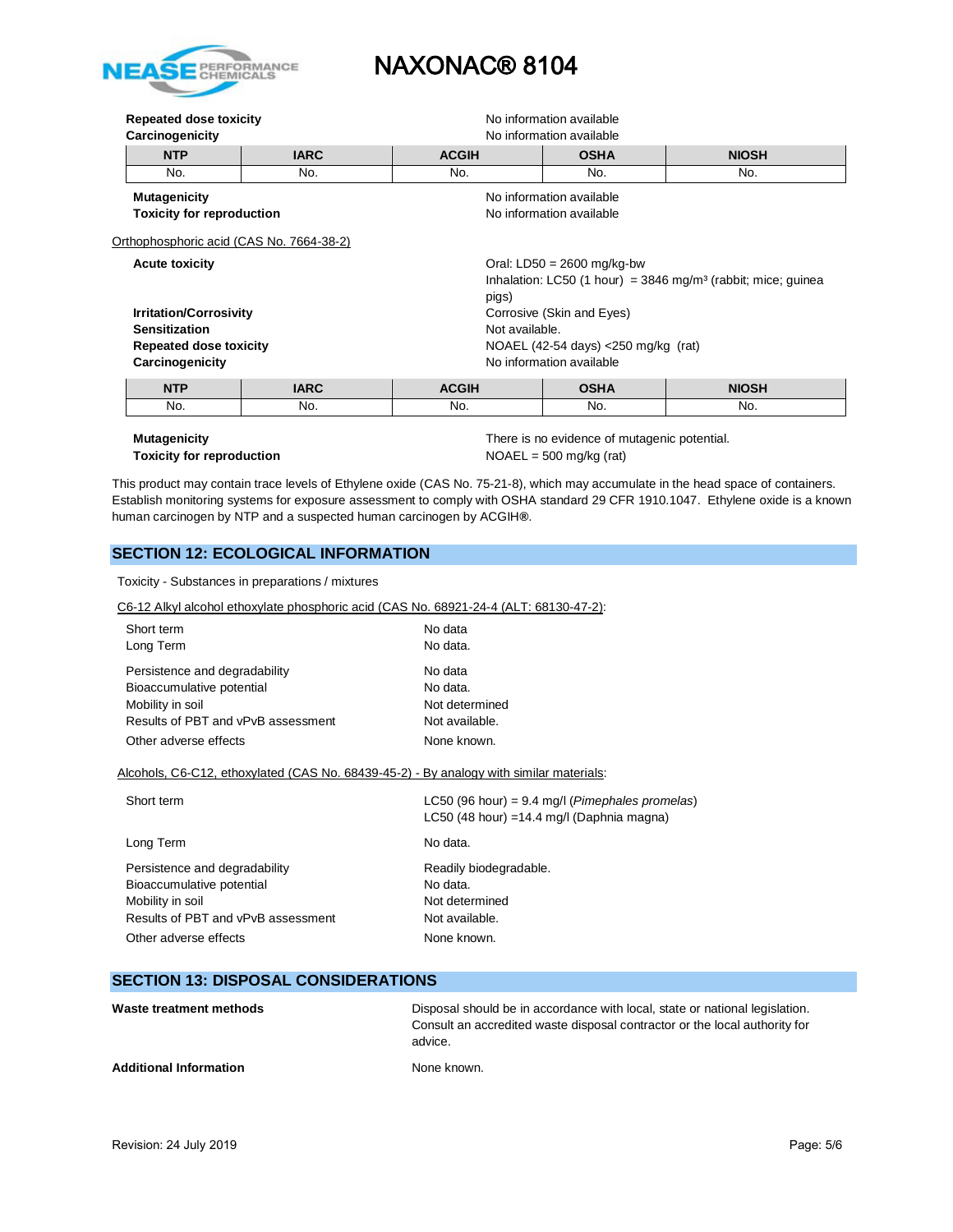**Repeated dose toxicity** No information available

**Carcinogenicity** No information available

| NTP | IARC | ACGIH | OSHA | NIOSH |
|---|---|---|---|---|
| No. | No. | No. | No. | No. |

**Mutagenicity** No information available

**Toxicity for reproduction** No information available

Orthophosphoric acid (CAS No. 7664-38-2)

**Acute toxicity** Oral: LD50 = 2600 mg/kg-bw
Inhalation: LC50 (1 hour) = 3846 mg/m³ (rabbit; mice; guinea pigs)

**Irritation/Corrosivity** Corrosive (Skin and Eyes)

**Sensitization** Not available.

**Repeated dose toxicity** NOAEL (42-54 days) <250 mg/kg (rat)

**Carcinogenicity** No information available

| NTP | IARC | ACGIH | OSHA | NIOSH |
|---|---|---|---|---|
| No. | No. | No. | No. | No. |

**Mutagenicity** There is no evidence of mutagenic potential.

**Toxicity for reproduction** NOAEL = 500 mg/kg (rat)

This product may contain trace levels of Ethylene oxide (CAS No. 75-21-8), which may accumulate in the head space of containers. Establish monitoring systems for exposure assessment to comply with OSHA standard 29 CFR 1910.1047. Ethylene oxide is a known human carcinogen by NTP and a suspected human carcinogen by ACGIH®.

## SECTION 12: ECOLOGICAL INFORMATION

Toxicity - Substances in preparations / mixtures

C6-12 Alkyl alcohol ethoxylate phosphoric acid (CAS No. 68921-24-4 (ALT: 68130-47-2):

| | |
|---|---|
| Short term | No data |
| Long Term | No data. |
| Persistence and degradability | No data |
| Bioaccumulative potential | No data. |
| Mobility in soil | Not determined |
| Results of PBT and vPvB assessment | Not available. |
| Other adverse effects | None known. |

Alcohols, C6-C12, ethoxylated (CAS No. 68439-45-2) - By analogy with similar materials:

| | |
|---|---|
| Short term | LC50 (96 hour) = 9.4 mg/l (*Pimephales promelas*)<br>LC50 (48 hour) =14.4 mg/l (Daphnia magna) |
| Long Term | No data. |
| Persistence and degradability | Readily biodegradable. |
| Bioaccumulative potential | No data. |
| Mobility in soil | Not determined |
| Results of PBT and vPvB assessment | Not available. |
| Other adverse effects | None known. |

## SECTION 13: DISPOSAL CONSIDERATIONS

**Waste treatment methods** Disposal should be in accordance with local, state or national legislation. Consult an accredited waste disposal contractor or the local authority for advice.

**Additional Information** None known.

Revision: 24 July 2019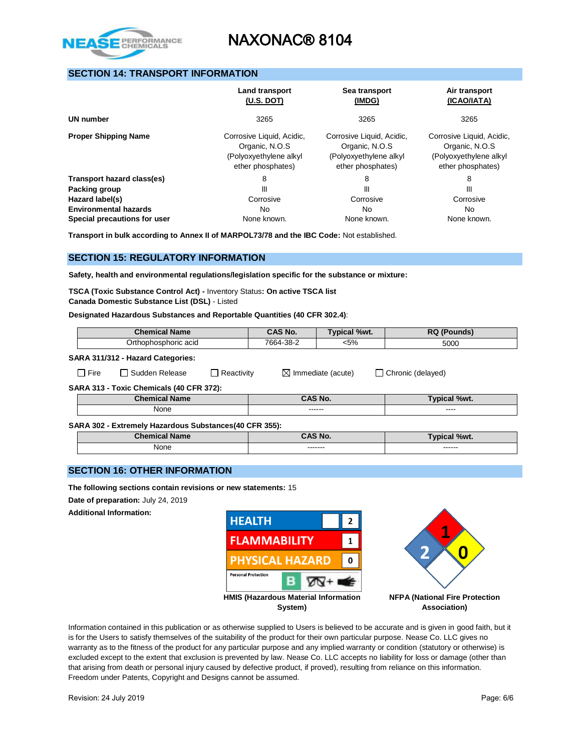## SECTION 14: TRANSPORT INFORMATION

| | Land transport (U.S. DOT) | Sea transport (IMDG) | Air transport (ICAO/IATA) |
|---|---|---|---|
| **UN number** | 3265 | 3265 | 3265 |
| **Proper Shipping Name** | Corrosive Liquid, Acidic, Organic, N.O.S (Polyoxyethylene alkyl ether phosphates) | Corrosive Liquid, Acidic, Organic, N.O.S (Polyoxyethylene alkyl ether phosphates) | Corrosive Liquid, Acidic, Organic, N.O.S (Polyoxyethylene alkyl ether phosphates) |
| **Transport hazard class(es)** | 8 | 8 | 8 |
| **Packing group** | III | III | III |
| **Hazard label(s)** | Corrosive | Corrosive | Corrosive |
| **Environmental hazards** | No | No | No |
| **Special precautions for user** | None known. | None known. | None known. |

**Transport in bulk according to Annex II of MARPOL73/78 and the IBC Code:** Not established.

## SECTION 15: REGULATORY INFORMATION

**Safety, health and environmental regulations/legislation specific for the substance or mixture:**

**TSCA (Toxic Substance Control Act) -** Inventory Status**: On active TSCA list**
**Canada Domestic Substance List (DSL)** - Listed

**Designated Hazardous Substances and Reportable Quantities (40 CFR 302.4)**:

| Chemical Name | CAS No. | Typical %wt. | RQ (Pounds) |
|---|---|---|---|
| Orthophosphoric acid | 7664-38-2 | <5% | 5000 |

**SARA 311/312 - Hazard Categories:**

☐ Fire ☐ Sudden Release ☐ Reactivity ☒ Immediate (acute) ☐ Chronic (delayed)

**SARA 313 - Toxic Chemicals (40 CFR 372):**

| Chemical Name | CAS No. | Typical %wt. |
|---|---|---|
| None | ------ | ---- |

**SARA 302 - Extremely Hazardous Substances(40 CFR 355):**

| Chemical Name | CAS No. | Typical %wt. |
|---|---|---|
| None | ------- | ------ |

## SECTION 16: OTHER INFORMATION

**The following sections contain revisions or new statements:** 15

**Date of preparation:** July 24, 2019

**Additional Information:**

HEALTH 2
FLAMMABILITY 1
PHYSICAL HAZARD 0
Personal Protection B

**HMIS (Hazardous Material Information System)**

1
2 0

**NFPA (National Fire Protection Association)**

Information contained in this publication or as otherwise supplied to Users is believed to be accurate and is given in good faith, but it is for the Users to satisfy themselves of the suitability of the product for their own particular purpose. Nease Co. LLC gives no warranty as to the fitness of the product for any particular purpose and any implied warranty or condition (statutory or otherwise) is excluded except to the extent that exclusion is prevented by law. Nease Co. LLC accepts no liability for loss or damage (other than that arising from death or personal injury caused by defective product, if proved), resulting from reliance on this information. Freedom under Patents, Copyright and Designs cannot be assumed.

Revision: 24 July 2019